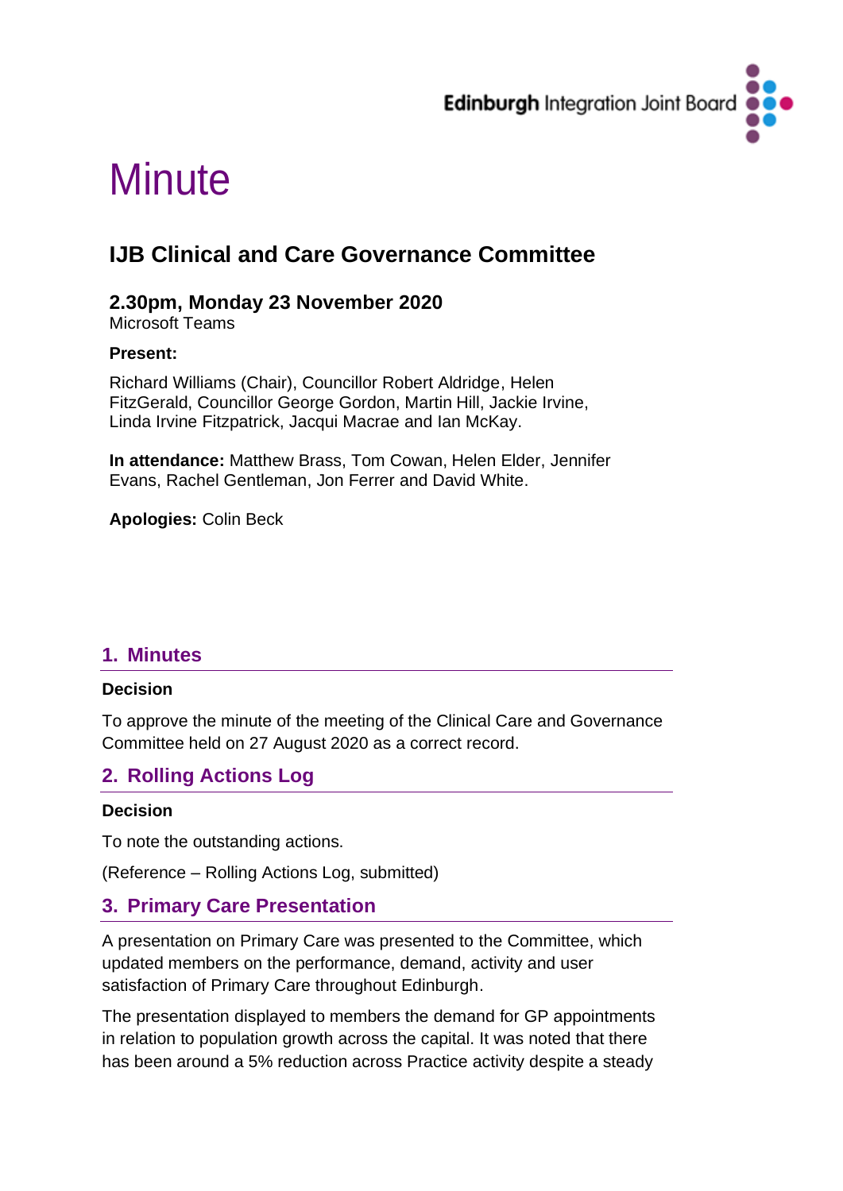Edinburgh Integration Joint Board

# Minute

## IJB Clinical and Care Governance Committee

**2.30pm, Monday 23 November 2020**
Microsoft Teams

**Present:**

Richard Williams (Chair), Councillor Robert Aldridge, Helen FitzGerald, Councillor George Gordon, Martin Hill, Jackie Irvine, Linda Irvine Fitzpatrick, Jacqui Macrae and Ian McKay.

**In attendance:** Matthew Brass, Tom Cowan, Helen Elder, Jennifer Evans, Rachel Gentleman, Jon Ferrer and David White.

**Apologies:** Colin Beck

## 1. Minutes

**Decision**

To approve the minute of the meeting of the Clinical Care and Governance Committee held on 27 August 2020 as a correct record.

## 2. Rolling Actions Log

**Decision**

To note the outstanding actions.

(Reference – Rolling Actions Log, submitted)

## 3. Primary Care Presentation

A presentation on Primary Care was presented to the Committee, which updated members on the performance, demand, activity and user satisfaction of Primary Care throughout Edinburgh.

The presentation displayed to members the demand for GP appointments in relation to population growth across the capital. It was noted that there has been around a 5% reduction across Practice activity despite a steady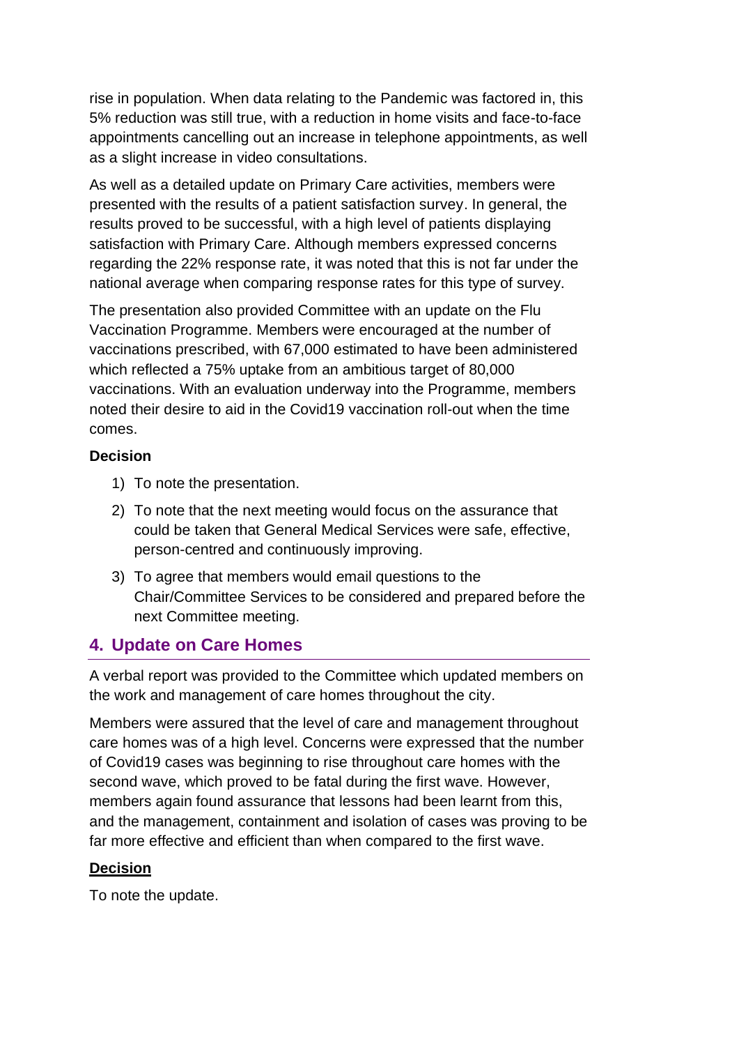rise in population. When data relating to the Pandemic was factored in, this 5% reduction was still true, with a reduction in home visits and face-to-face appointments cancelling out an increase in telephone appointments, as well as a slight increase in video consultations.

As well as a detailed update on Primary Care activities, members were presented with the results of a patient satisfaction survey. In general, the results proved to be successful, with a high level of patients displaying satisfaction with Primary Care. Although members expressed concerns regarding the 22% response rate, it was noted that this is not far under the national average when comparing response rates for this type of survey.

The presentation also provided Committee with an update on the Flu Vaccination Programme. Members were encouraged at the number of vaccinations prescribed, with 67,000 estimated to have been administered which reflected a 75% uptake from an ambitious target of 80,000 vaccinations. With an evaluation underway into the Programme, members noted their desire to aid in the Covid19 vaccination roll-out when the time comes.

**Decision**

1) To note the presentation.
2) To note that the next meeting would focus on the assurance that could be taken that General Medical Services were safe, effective, person-centred and continuously improving.
3) To agree that members would email questions to the Chair/Committee Services to be considered and prepared before the next Committee meeting.

## 4. Update on Care Homes

A verbal report was provided to the Committee which updated members on the work and management of care homes throughout the city.

Members were assured that the level of care and management throughout care homes was of a high level. Concerns were expressed that the number of Covid19 cases was beginning to rise throughout care homes with the second wave, which proved to be fatal during the first wave. However, members again found assurance that lessons had been learnt from this, and the management, containment and isolation of cases was proving to be far more effective and efficient than when compared to the first wave.

**Decision**

To note the update.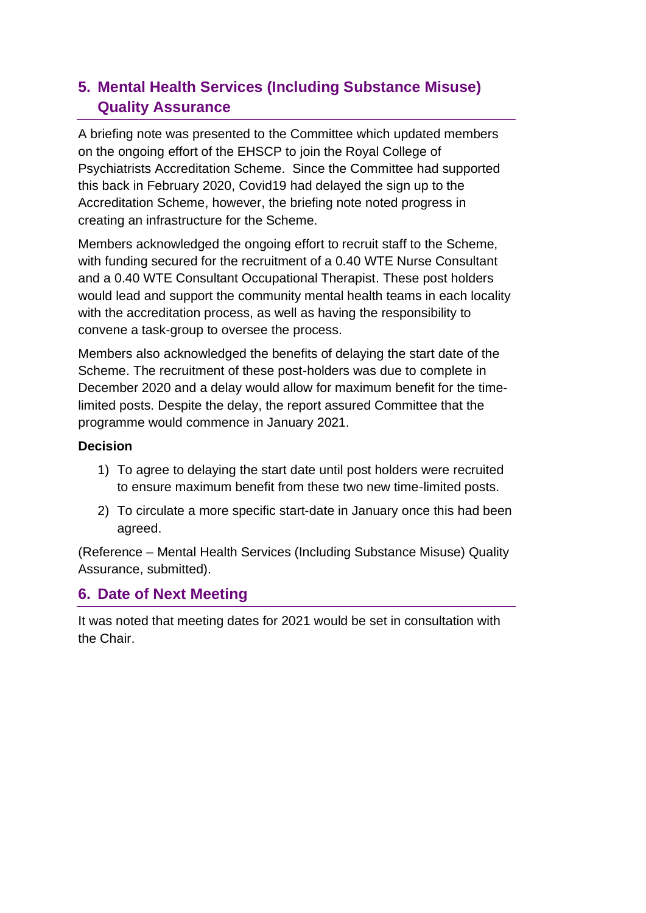## 5. Mental Health Services (Including Substance Misuse) Quality Assurance

A briefing note was presented to the Committee which updated members on the ongoing effort of the EHSCP to join the Royal College of Psychiatrists Accreditation Scheme. Since the Committee had supported this back in February 2020, Covid19 had delayed the sign up to the Accreditation Scheme, however, the briefing note noted progress in creating an infrastructure for the Scheme.

Members acknowledged the ongoing effort to recruit staff to the Scheme, with funding secured for the recruitment of a 0.40 WTE Nurse Consultant and a 0.40 WTE Consultant Occupational Therapist. These post holders would lead and support the community mental health teams in each locality with the accreditation process, as well as having the responsibility to convene a task-group to oversee the process.

Members also acknowledged the benefits of delaying the start date of the Scheme. The recruitment of these post-holders was due to complete in December 2020 and a delay would allow for maximum benefit for the time-limited posts. Despite the delay, the report assured Committee that the programme would commence in January 2021.

**Decision**

1) To agree to delaying the start date until post holders were recruited to ensure maximum benefit from these two new time-limited posts.
2) To circulate a more specific start-date in January once this had been agreed.

(Reference – Mental Health Services (Including Substance Misuse) Quality Assurance, submitted).

## 6. Date of Next Meeting

It was noted that meeting dates for 2021 would be set in consultation with the Chair.